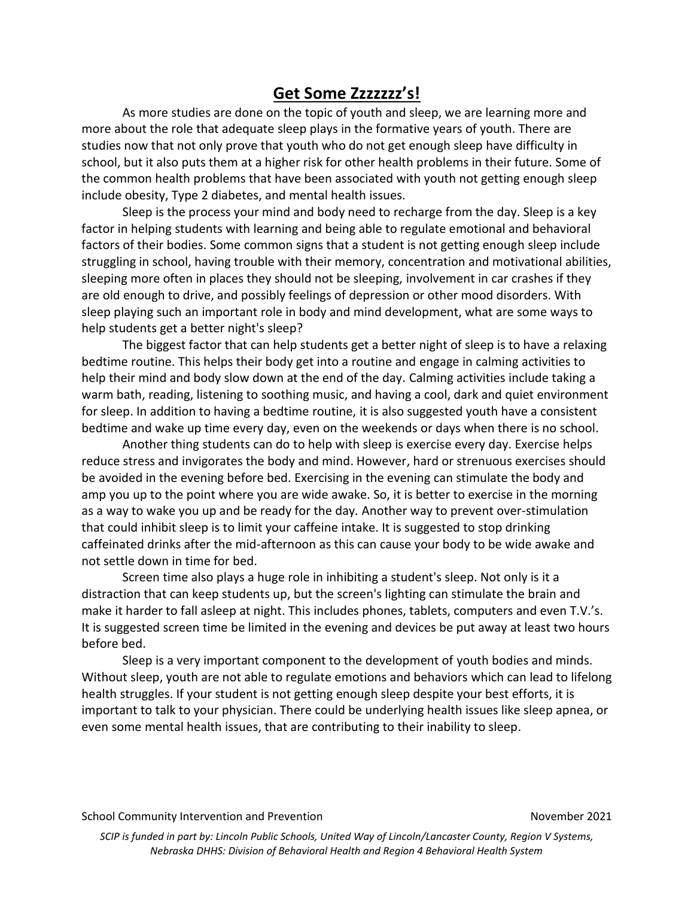# Get Some Zzzzzzz's!

As more studies are done on the topic of youth and sleep, we are learning more and more about the role that adequate sleep plays in the formative years of youth. There are studies now that not only prove that youth who do not get enough sleep have difficulty in school, but it also puts them at a higher risk for other health problems in their future. Some of the common health problems that have been associated with youth not getting enough sleep include obesity, Type 2 diabetes, and mental health issues.

Sleep is the process your mind and body need to recharge from the day. Sleep is a key factor in helping students with learning and being able to regulate emotional and behavioral factors of their bodies. Some common signs that a student is not getting enough sleep include struggling in school, having trouble with their memory, concentration and motivational abilities, sleeping more often in places they should not be sleeping, involvement in car crashes if they are old enough to drive, and possibly feelings of depression or other mood disorders. With sleep playing such an important role in body and mind development, what are some ways to help students get a better night's sleep?

The biggest factor that can help students get a better night of sleep is to have a relaxing bedtime routine. This helps their body get into a routine and engage in calming activities to help their mind and body slow down at the end of the day. Calming activities include taking a warm bath, reading, listening to soothing music, and having a cool, dark and quiet environment for sleep. In addition to having a bedtime routine, it is also suggested youth have a consistent bedtime and wake up time every day, even on the weekends or days when there is no school.

Another thing students can do to help with sleep is exercise every day. Exercise helps reduce stress and invigorates the body and mind. However, hard or strenuous exercises should be avoided in the evening before bed. Exercising in the evening can stimulate the body and amp you up to the point where you are wide awake. So, it is better to exercise in the morning as a way to wake you up and be ready for the day. Another way to prevent over-stimulation that could inhibit sleep is to limit your caffeine intake. It is suggested to stop drinking caffeinated drinks after the mid-afternoon as this can cause your body to be wide awake and not settle down in time for bed.

Screen time also plays a huge role in inhibiting a student's sleep. Not only is it a distraction that can keep students up, but the screen's lighting can stimulate the brain and make it harder to fall asleep at night. This includes phones, tablets, computers and even T.V.'s. It is suggested screen time be limited in the evening and devices be put away at least two hours before bed.

Sleep is a very important component to the development of youth bodies and minds. Without sleep, youth are not able to regulate emotions and behaviors which can lead to lifelong health struggles. If your student is not getting enough sleep despite your best efforts, it is important to talk to your physician. There could be underlying health issues like sleep apnea, or even some mental health issues, that are contributing to their inability to sleep.

School Community Intervention and Prevention November 2021

*SCIP is funded in part by: Lincoln Public Schools, United Way of Lincoln/Lancaster County, Region V Systems, Nebraska DHHS: Division of Behavioral Health and Region 4 Behavioral Health System*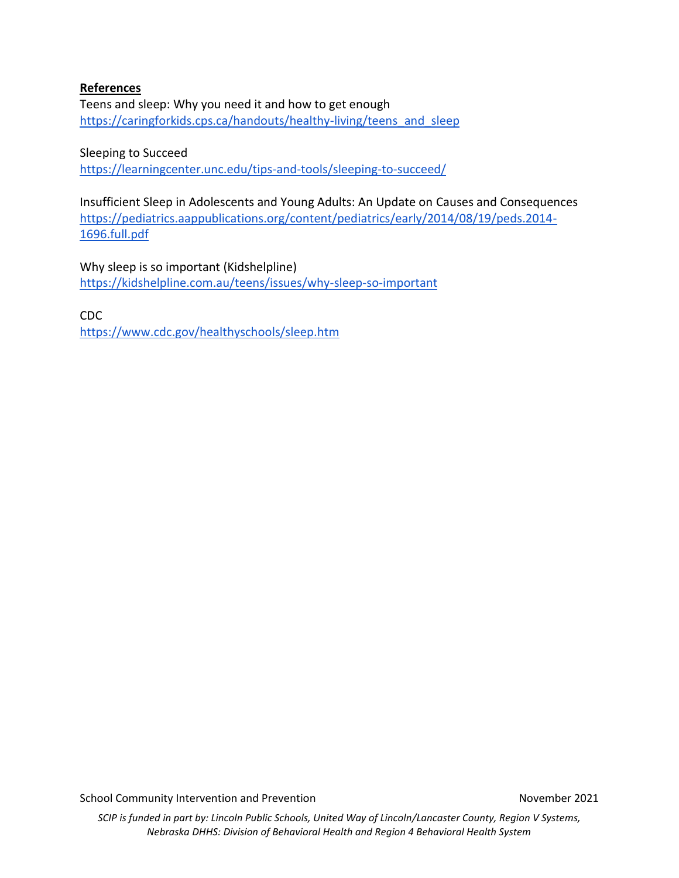**References**

Teens and sleep: Why you need it and how to get enough
https://caringforkids.cps.ca/handouts/healthy-living/teens_and_sleep

Sleeping to Succeed
https://learningcenter.unc.edu/tips-and-tools/sleeping-to-succeed/

Insufficient Sleep in Adolescents and Young Adults: An Update on Causes and Consequences
https://pediatrics.aappublications.org/content/pediatrics/early/2014/08/19/peds.2014-1696.full.pdf

Why sleep is so important (Kidshelpline)
https://kidshelpline.com.au/teens/issues/why-sleep-so-important

CDC
https://www.cdc.gov/healthyschools/sleep.htm